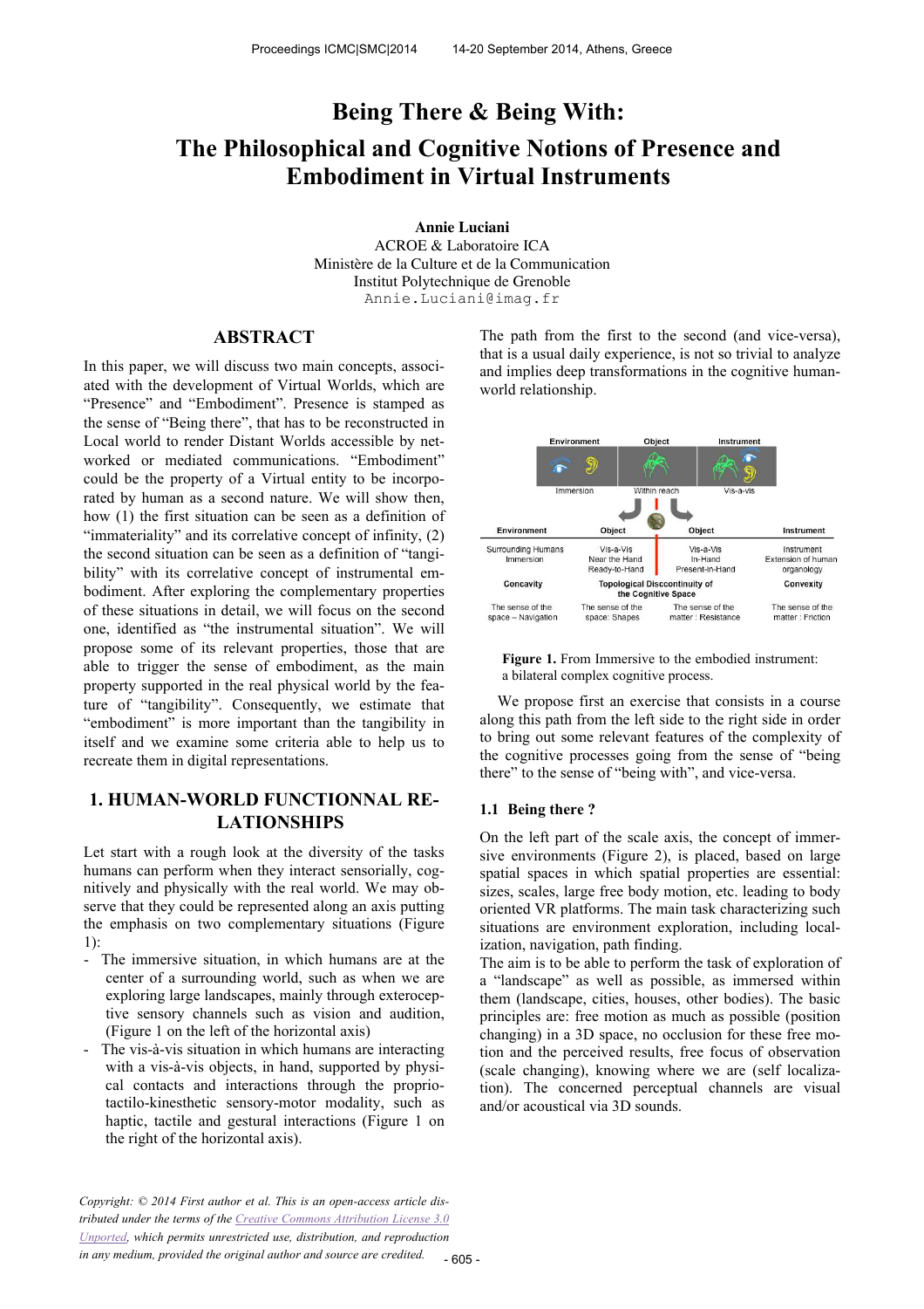# Being There & Being With:
# The Philosophical and Cognitive Notions of Presence and Embodiment in Virtual Instruments

**Annie Luciani**
ACROE & Laboratoire ICA
Ministère de la Culture et de la Communication
Institut Polytechnique de Grenoble
Annie.Luciani@imag.fr

## ABSTRACT

In this paper, we will discuss two main concepts, associated with the development of Virtual Worlds, which are "Presence" and "Embodiment". Presence is stamped as the sense of "Being there", that has to be reconstructed in Local world to render Distant Worlds accessible by networked or mediated communications. "Embodiment" could be the property of a Virtual entity to be incorporated by human as a second nature. We will show then, how (1) the first situation can be seen as a definition of "immateriality" and its correlative concept of infinity, (2) the second situation can be seen as a definition of "tangibility" with its correlative concept of instrumental embodiment. After exploring the complementary properties of these situations in detail, we will focus on the second one, identified as "the instrumental situation". We will propose some of its relevant properties, those that are able to trigger the sense of embodiment, as the main property supported in the real physical world by the feature of "tangibility". Consequently, we estimate that "embodiment" is more important than the tangibility in itself and we examine some criteria able to help us to recreate them in digital representations.

## 1. HUMAN-WORLD FUNCTIONNAL RELATIONSHIPS

Let start with a rough look at the diversity of the tasks humans can perform when they interact sensorially, cognitively and physically with the real world. We may observe that they could be represented along an axis putting the emphasis on two complementary situations (Figure 1):

- The immersive situation, in which humans are at the center of a surrounding world, such as when we are exploring large landscapes, mainly through exteroceptive sensory channels such as vision and audition, (Figure 1 on the left of the horizontal axis)
- The vis-à-vis situation in which humans are interacting with a vis-à-vis objects, in hand, supported by physical contacts and interactions through the propriotactilo-kinesthetic sensory-motor modality, such as haptic, tactile and gestural interactions (Figure 1 on the right of the horizontal axis).

The path from the first to the second (and vice-versa), that is a usual daily experience, is not so trivial to analyze and implies deep transformations in the cognitive human-world relationship.

| Environment | Object | Object | Instrument |
|---|---|---|---|
| Surrounding Humans Immersion | Vis-a-Vis Near the Hand Ready-to-Hand | Vis-a-Vis In-Hand Present-in-Hand | Instrument Extension of human organology |
| Concavity | Topological Disscontinuity of the Cognitive Space | | Convexity |
| The sense of the space – Navigation | The sense of the space: Shapes | The sense of the matter : Resistance | The sense of the matter : Friction |

**Figure 1.** From Immersive to the embodied instrument: a bilateral complex cognitive process.

We propose first an exercise that consists in a course along this path from the left side to the right side in order to bring out some relevant features of the complexity of the cognitive processes going from the sense of "being there" to the sense of "being with", and vice-versa.

### 1.1 Being there ?

On the left part of the scale axis, the concept of immersive environments (Figure 2), is placed, based on large spatial spaces in which spatial properties are essential: sizes, scales, large free body motion, etc. leading to body oriented VR platforms. The main task characterizing such situations are environment exploration, including localization, navigation, path finding.

The aim is to be able to perform the task of exploration of a "landscape" as well as possible, as immersed within them (landscape, cities, houses, other bodies). The basic principles are: free motion as much as possible (position changing) in a 3D space, no occlusion for these free motion and the perceived results, free focus of observation (scale changing), knowing where we are (self localization). The concerned perceptual channels are visual and/or acoustical via 3D sounds.

*Copyright: © 2014 First author et al. This is an open-access article distributed under the terms of the Creative Commons Attribution License 3.0 Unported, which permits unrestricted use, distribution, and reproduction in any medium, provided the original author and source are credited.*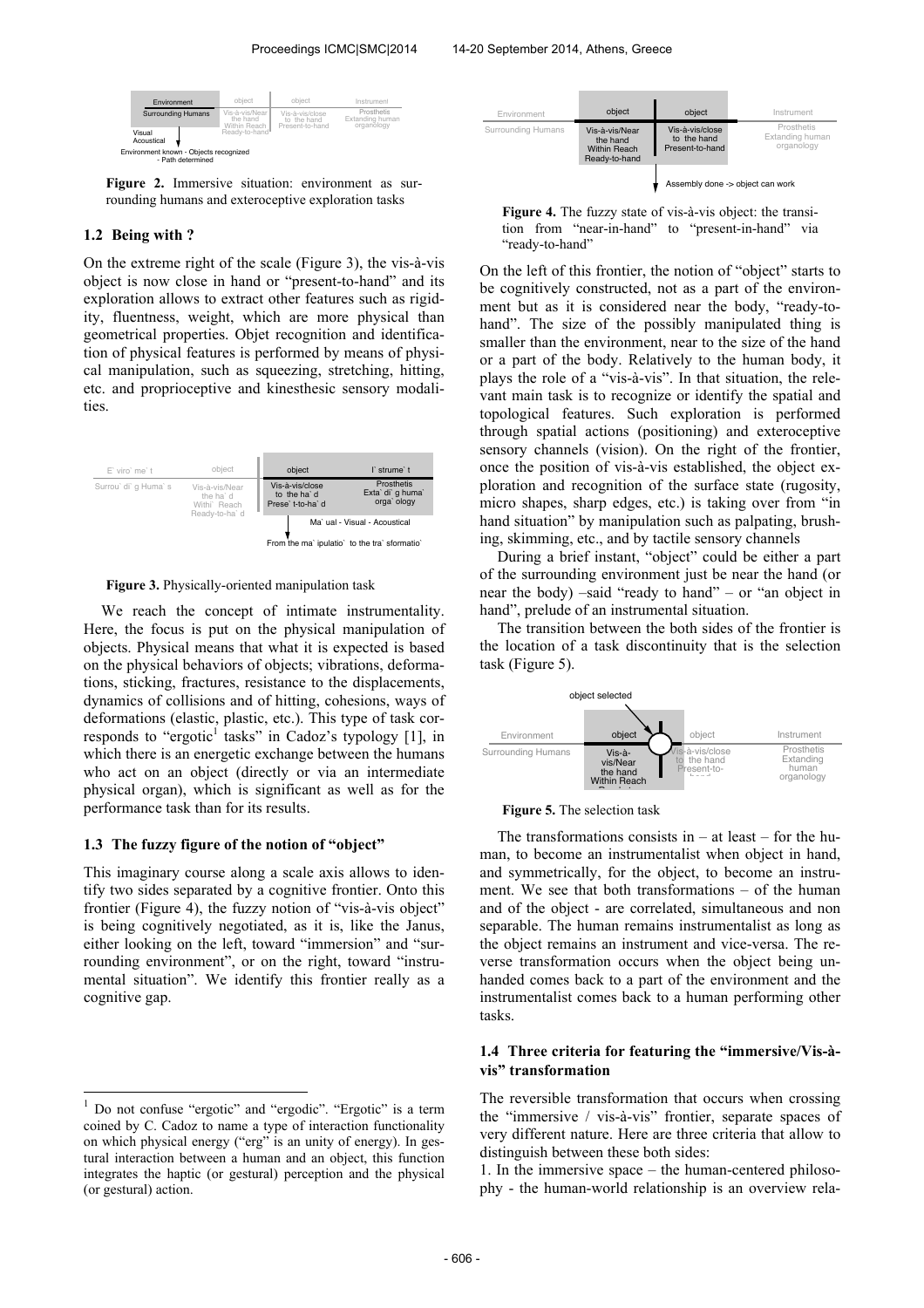| Environment | object | object | Instrument |
|---|---|---|---|
| Surrounding Humans | Vis-à-vis/Near the hand Within Reach Ready-to-hand | Vis-à-vis/close to the hand Present-to-hand | Prosthetis Extanding human organology |

Visual Acoustical

Environment known - Objects recognized - Path determined

**Figure 2.** Immersive situation: environment as surrounding humans and exteroceptive exploration tasks

### 1.2 Being with ?

On the extreme right of the scale (Figure 3), the vis-à-vis object is now close in hand or "present-to-hand" and its exploration allows to extract other features such as rigidity, fluentness, weight, which are more physical than geometrical properties. Objet recognition and identification of physical features is performed by means of physical manipulation, such as squeezing, stretching, hitting, etc. and proprioceptive and kinesthesic sensory modalities.

| Environment | object | object | Instrument |
|---|---|---|---|
| Surrounding Humans | Vis-à-vis/Near the hand Within Reach Ready-to-hand | Vis-à-vis/close to the hand Present-to-hand | Prosthetis Extanding human organology |

Manual - Visual - Acoustical

From the manipulation to the transformation

**Figure 3.** Physically-oriented manipulation task

We reach the concept of intimate instrumentality. Here, the focus is put on the physical manipulation of objects. Physical means that what it is expected is based on the physical behaviors of objects; vibrations, deformations, sticking, fractures, resistance to the displacements, dynamics of collisions and of hitting, cohesions, ways of deformations (elastic, plastic, etc.). This type of task corresponds to "ergotic[1] tasks" in Cadoz's typology [1], in which there is an energetic exchange between the humans who act on an object (directly or via an intermediate physical organ), which is significant as well as for the performance task than for its results.

### 1.3 The fuzzy figure of the notion of "object"

This imaginary course along a scale axis allows to identify two sides separated by a cognitive frontier. Onto this frontier (Figure 4), the fuzzy notion of "vis-à-vis object" is being cognitively negotiated, as it is, like the Janus, either looking on the left, toward "immersion" and "surrounding environment", or on the right, toward "instrumental situation". We identify this frontier really as a cognitive gap.

[1] Do not confuse "ergotic" and "ergodic". "Ergotic" is a term coined by C. Cadoz to name a type of interaction functionality on which physical energy ("erg" is an unity of energy). In gestural interaction between a human and an object, this function integrates the haptic (or gestural) perception and the physical (or gestural) action.

| Environment | object | object | Instrument |
|---|---|---|---|
| Surrounding Humans | Vis-à-vis/Near the hand Within Reach Ready-to-hand | Vis-à-vis/close to the hand Present-to-hand | Prosthetis Extanding human organology |

Assembly done -> object can work

**Figure 4.** The fuzzy state of vis-à-vis object: the transition from "near-in-hand" to "present-in-hand" via "ready-to-hand"

On the left of this frontier, the notion of "object" starts to be cognitively constructed, not as a part of the environment but as it is considered near the body, "ready-to-hand". The size of the possibly manipulated thing is smaller than the environment, near to the size of the hand or a part of the body. Relatively to the human body, it plays the role of a "vis-à-vis". In that situation, the relevant main task is to recognize or identify the spatial and topological features. Such exploration is performed through spatial actions (positioning) and exteroceptive sensory channels (vision). On the right of the frontier, once the position of vis-à-vis established, the object exploration and recognition of the surface state (rugosity, micro shapes, sharp edges, etc.) is taking over from "in hand situation" by manipulation such as palpating, brushing, skimming, etc., and by tactile sensory channels

During a brief instant, "object" could be either a part of the surrounding environment just be near the hand (or near the body) –said "ready to hand" – or "an object in hand", prelude of an instrumental situation.

The transition between the both sides of the frontier is the location of a task discontinuity that is the selection task (Figure 5).

object selected

| Environment | object | object | Instrument |
|---|---|---|---|
| Surrounding Humans | Vis-à-vis/Near the hand Within Reach | Vis-à-vis/close to the hand Present-to- | Prosthetis Extanding human organology |

**Figure 5.** The selection task

The transformations consists in – at least – for the human, to become an instrumentalist when object in hand, and symmetrically, for the object, to become an instrument. We see that both transformations – of the human and of the object - are correlated, simultaneous and non separable. The human remains instrumentalist as long as the object remains an instrument and vice-versa. The reverse transformation occurs when the object being unhanded comes back to a part of the environment and the instrumentalist comes back to a human performing other tasks.

### 1.4 Three criteria for featuring the "immersive/Vis-à-vis" transformation

The reversible transformation that occurs when crossing the "immersive / vis-à-vis" frontier, separate spaces of very different nature. Here are three criteria that allow to distinguish between these both sides:

1. In the immersive space – the human-centered philosophy - the human-world relationship is an overview rela-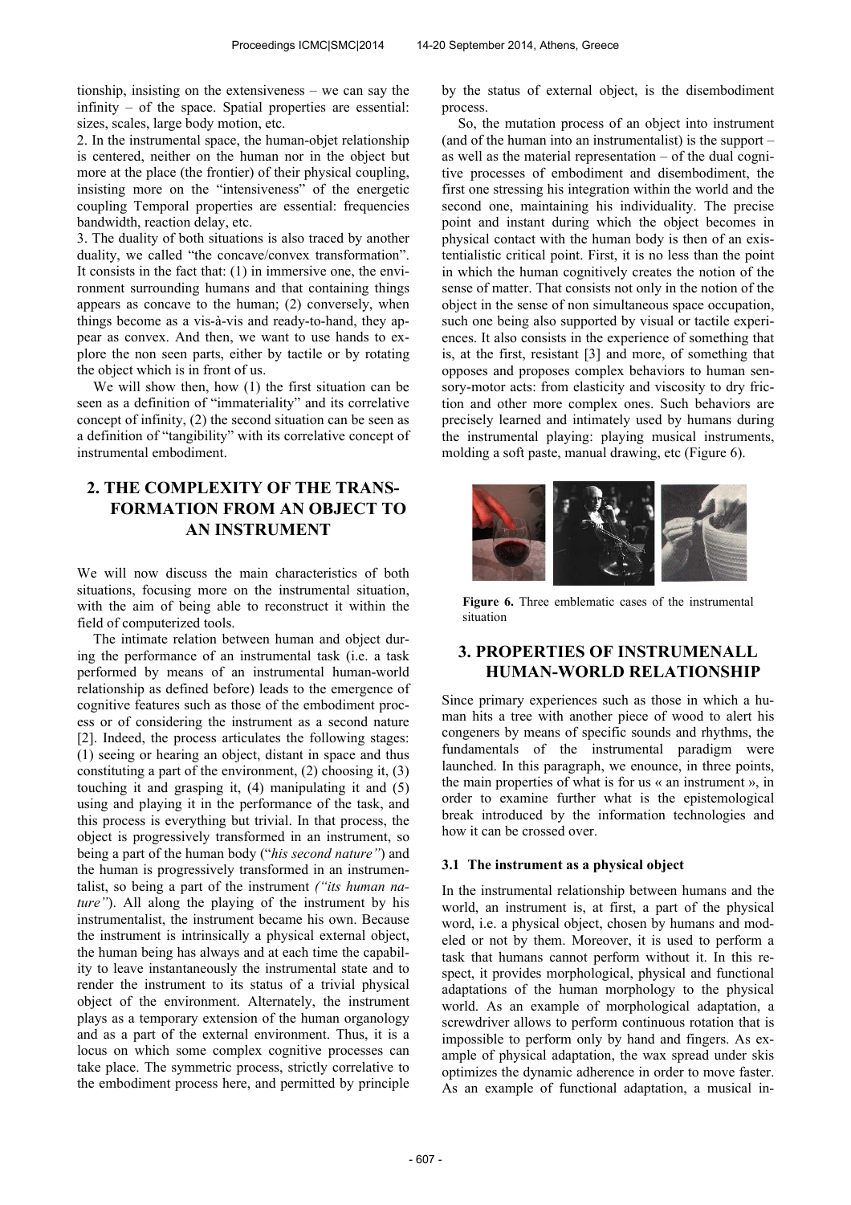tionship, insisting on the extensiveness – we can say the infinity – of the space. Spatial properties are essential: sizes, scales, large body motion, etc.

2. In the instrumental space, the human-objet relationship is centered, neither on the human nor in the object but more at the place (the frontier) of their physical coupling, insisting more on the "intensiveness" of the energetic coupling Temporal properties are essential: frequencies bandwidth, reaction delay, etc.

3. The duality of both situations is also traced by another duality, we called "the concave/convex transformation". It consists in the fact that: (1) in immersive one, the environment surrounding humans and that containing things appears as concave to the human; (2) conversely, when things become as a vis-à-vis and ready-to-hand, they appear as convex. And then, we want to use hands to explore the non seen parts, either by tactile or by rotating the object which is in front of us.

We will show then, how (1) the first situation can be seen as a definition of "immateriality" and its correlative concept of infinity, (2) the second situation can be seen as a definition of "tangibility" with its correlative concept of instrumental embodiment.

## 2. THE COMPLEXITY OF THE TRANSFORMATION FROM AN OBJECT TO AN INSTRUMENT

We will now discuss the main characteristics of both situations, focusing more on the instrumental situation, with the aim of being able to reconstruct it within the field of computerized tools.

The intimate relation between human and object during the performance of an instrumental task (i.e. a task performed by means of an instrumental human-world relationship as defined before) leads to the emergence of cognitive features such as those of the embodiment process or of considering the instrument as a second nature [2]. Indeed, the process articulates the following stages: (1) seeing or hearing an object, distant in space and thus constituting a part of the environment, (2) choosing it, (3) touching it and grasping it, (4) manipulating it and (5) using and playing it in the performance of the task, and this process is everything but trivial. In that process, the object is progressively transformed in an instrument, so being a part of the human body ("*his second nature*") and the human is progressively transformed in an instrumentalist, so being a part of the instrument *("its human nature")*. All along the playing of the instrument by his instrumentalist, the instrument became his own. Because the instrument is intrinsically a physical external object, the human being has always and at each time the capability to leave instantaneously the instrumental state and to render the instrument to its status of a trivial physical object of the environment. Alternately, the instrument plays as a temporary extension of the human organology and as a part of the external environment. Thus, it is a locus on which some complex cognitive processes can take place. The symmetric process, strictly correlative to the embodiment process here, and permitted by principle by the status of external object, is the disembodiment process.

So, the mutation process of an object into instrument (and of the human into an instrumentalist) is the support – as well as the material representation – of the dual cognitive processes of embodiment and disembodiment, the first one stressing his integration within the world and the second one, maintaining his individuality. The precise point and instant during which the object becomes in physical contact with the human body is then of an existentialistic critical point. First, it is no less than the point in which the human cognitively creates the notion of the sense of matter. That consists not only in the notion of the object in the sense of non simultaneous space occupation, such one being also supported by visual or tactile experiences. It also consists in the experience of something that is, at the first, resistant [3] and more, of something that opposes and proposes complex behaviors to human sensory-motor acts: from elasticity and viscosity to dry friction and other more complex ones. Such behaviors are precisely learned and intimately used by humans during the instrumental playing: playing musical instruments, molding a soft paste, manual drawing, etc (Figure 6).

**Figure 6.** Three emblematic cases of the instrumental situation

## 3. PROPERTIES OF INSTRUMENALL HUMAN-WORLD RELATIONSHIP

Since primary experiences such as those in which a human hits a tree with another piece of wood to alert his congeners by means of specific sounds and rhythms, the fundamentals of the instrumental paradigm were launched. In this paragraph, we enounce, in three points, the main properties of what is for us « an instrument », in order to examine further what is the epistemological break introduced by the information technologies and how it can be crossed over.

### 3.1 The instrument as a physical object

In the instrumental relationship between humans and the world, an instrument is, at first, a part of the physical word, i.e. a physical object, chosen by humans and modeled or not by them. Moreover, it is used to perform a task that humans cannot perform without it. In this respect, it provides morphological, physical and functional adaptations of the human morphology to the physical world. As an example of morphological adaptation, a screwdriver allows to perform continuous rotation that is impossible to perform only by hand and fingers. As example of physical adaptation, the wax spread under skis optimizes the dynamic adherence in order to move faster. As an example of functional adaptation, a musical in-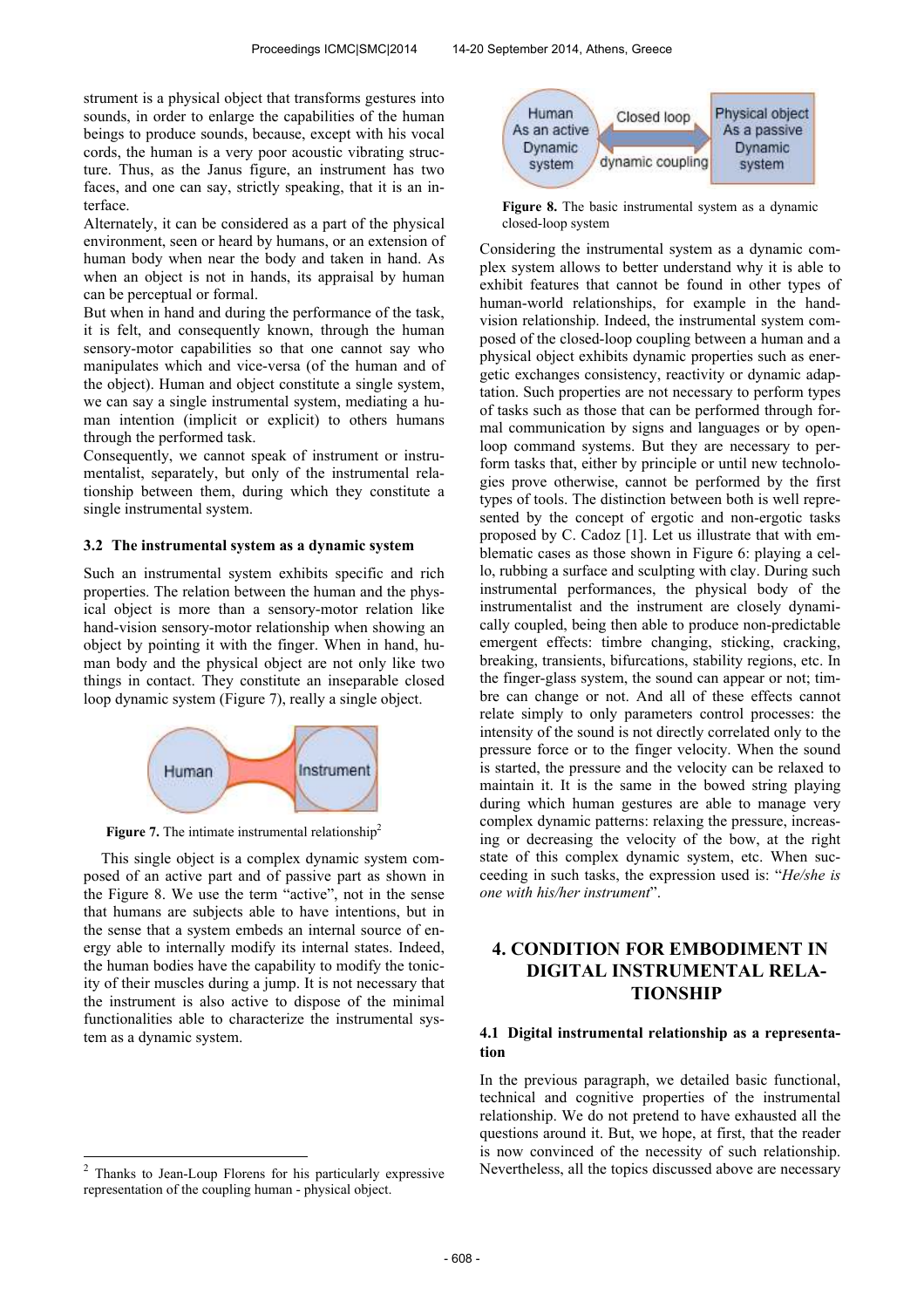strument is a physical object that transforms gestures into sounds, in order to enlarge the capabilities of the human beings to produce sounds, because, except with his vocal cords, the human is a very poor acoustic vibrating structure. Thus, as the Janus figure, an instrument has two faces, and one can say, strictly speaking, that it is an interface.

Alternately, it can be considered as a part of the physical environment, seen or heard by humans, or an extension of human body when near the body and taken in hand. As when an object is not in hands, its appraisal by human can be perceptual or formal.

But when in hand and during the performance of the task, it is felt, and consequently known, through the human sensory-motor capabilities so that one cannot say who manipulates which and vice-versa (of the human and of the object). Human and object constitute a single system, we can say a single instrumental system, mediating a human intention (implicit or explicit) to others humans through the performed task.

Consequently, we cannot speak of instrument or instrumentalist, separately, but only of the instrumental relationship between them, during which they constitute a single instrumental system.

### 3.2 The instrumental system as a dynamic system

Such an instrumental system exhibits specific and rich properties. The relation between the human and the physical object is more than a sensory-motor relation like hand-vision sensory-motor relationship when showing an object by pointing it with the finger. When in hand, human body and the physical object are not only like two things in contact. They constitute an inseparable closed loop dynamic system (Figure 7), really a single object.

Figure 7. The intimate instrumental relationship[2]

This single object is a complex dynamic system composed of an active part and of passive part as shown in the Figure 8. We use the term "active", not in the sense that humans are subjects able to have intentions, but in the sense that a system embeds an internal source of energy able to internally modify its internal states. Indeed, the human bodies have the capability to modify the tonicity of their muscles during a jump. It is not necessary that the instrument is also active to dispose of the minimal functionalities able to characterize the instrumental system as a dynamic system.

Figure 8. The basic instrumental system as a dynamic closed-loop system

Considering the instrumental system as a dynamic complex system allows to better understand why it is able to exhibit features that cannot be found in other types of human-world relationships, for example in the hand-vision relationship. Indeed, the instrumental system composed of the closed-loop coupling between a human and a physical object exhibits dynamic properties such as energetic exchanges consistency, reactivity or dynamic adaptation. Such properties are not necessary to perform types of tasks such as those that can be performed through formal communication by signs and languages or by open-loop command systems. But they are necessary to perform tasks that, either by principle or until new technologies prove otherwise, cannot be performed by the first types of tools. The distinction between both is well represented by the concept of ergotic and non-ergotic tasks proposed by C. Cadoz [1]. Let us illustrate that with emblematic cases as those shown in Figure 6: playing a cello, rubbing a surface and sculpting with clay. During such instrumental performances, the physical body of the instrumentalist and the instrument are closely dynamically coupled, being then able to produce non-predictable emergent effects: timbre changing, sticking, cracking, breaking, transients, bifurcations, stability regions, etc. In the finger-glass system, the sound can appear or not; timbre can change or not. And all of these effects cannot relate simply to only parameters control processes: the intensity of the sound is not directly correlated only to the pressure force or to the finger velocity. When the sound is started, the pressure and the velocity can be relaxed to maintain it. It is the same in the bowed string playing during which human gestures are able to manage very complex dynamic patterns: relaxing the pressure, increasing or decreasing the velocity of the bow, at the right state of this complex dynamic system, etc. When succeeding in such tasks, the expression used is: "*He/she is one with his/her instrument*".

## 4. CONDITION FOR EMBODIMENT IN DIGITAL INSTRUMENTAL RELATIONSHIP

### 4.1 Digital instrumental relationship as a representation

In the previous paragraph, we detailed basic functional, technical and cognitive properties of the instrumental relationship. We do not pretend to have exhausted all the questions around it. But, we hope, at first, that the reader is now convinced of the necessity of such relationship. Nevertheless, all the topics discussed above are necessary

---

[2] Thanks to Jean-Loup Florens for his particularly expressive representation of the coupling human - physical object.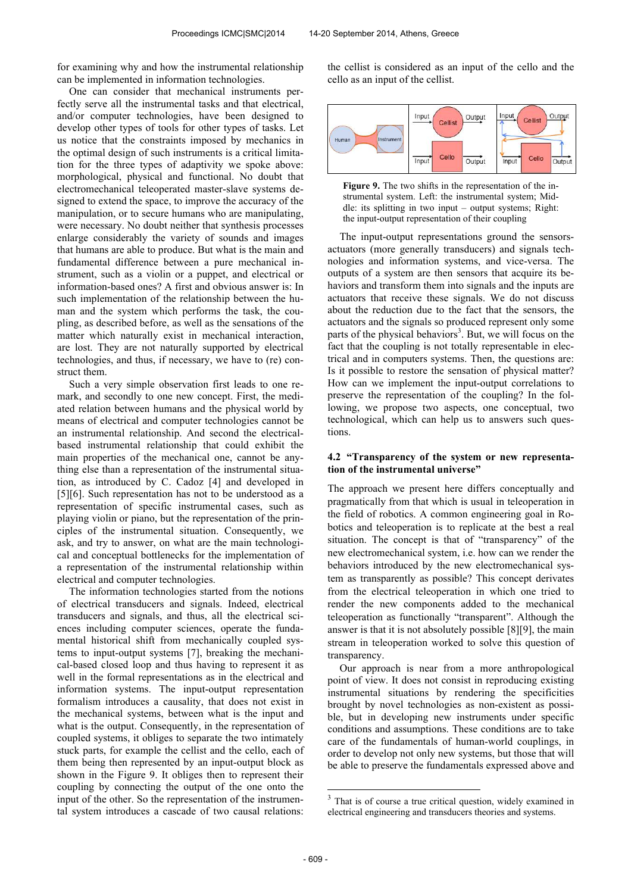for examining why and how the instrumental relationship can be implemented in information technologies.

One can consider that mechanical instruments perfectly serve all the instrumental tasks and that electrical, and/or computer technologies, have been designed to develop other types of tools for other types of tasks. Let us notice that the constraints imposed by mechanics in the optimal design of such instruments is a critical limitation for the three types of adaptivity we spoke above: morphological, physical and functional. No doubt that electromechanical teleoperated master-slave systems designed to extend the space, to improve the accuracy of the manipulation, or to secure humans who are manipulating, were necessary. No doubt neither that synthesis processes enlarge considerably the variety of sounds and images that humans are able to produce. But what is the main and fundamental difference between a pure mechanical instrument, such as a violin or a puppet, and electrical or information-based ones? A first and obvious answer is: In such implementation of the relationship between the human and the system which performs the task, the coupling, as described before, as well as the sensations of the matter which naturally exist in mechanical interaction, are lost. They are not naturally supported by electrical technologies, and thus, if necessary, we have to (re) construct them.

Such a very simple observation first leads to one remark, and secondly to one new concept. First, the mediated relation between humans and the physical world by means of electrical and computer technologies cannot be an instrumental relationship. And second the electrical-based instrumental relationship that could exhibit the main properties of the mechanical one, cannot be anything else than a representation of the instrumental situation, as introduced by C. Cadoz [4] and developed in [5][6]. Such representation has not to be understood as a representation of specific instrumental cases, such as playing violin or piano, but the representation of the principles of the instrumental situation. Consequently, we ask, and try to answer, on what are the main technological and conceptual bottlenecks for the implementation of a representation of the instrumental relationship within electrical and computer technologies.

The information technologies started from the notions of electrical transducers and signals. Indeed, electrical transducers and signals, and thus, all the electrical sciences including computer sciences, operate the fundamental historical shift from mechanically coupled systems to input-output systems [7], breaking the mechanical-based closed loop and thus having to represent it as well in the formal representations as in the electrical and information systems. The input-output representation formalism introduces a causality, that does not exist in the mechanical systems, between what is the input and what is the output. Consequently, in the representation of coupled systems, it obliges to separate the two intimately stuck parts, for example the cellist and the cello, each of them being then represented by an input-output block as shown in the Figure 9. It obliges then to represent their coupling by connecting the output of the one onto the input of the other. So the representation of the instrumental system introduces a cascade of two causal relations: the cellist is considered as an input of the cello and the cello as an input of the cellist.

**Figure 9.** The two shifts in the representation of the instrumental system. Left: the instrumental system; Middle: its splitting in two input – output systems; Right: the input-output representation of their coupling

The input-output representations ground the sensors-actuators (more generally transducers) and signals technologies and information systems, and vice-versa. The outputs of a system are then sensors that acquire its behaviors and transform them into signals and the inputs are actuators that receive these signals. We do not discuss about the reduction due to the fact that the sensors, the actuators and the signals so produced represent only some parts of the physical behaviors[3]. But, we will focus on the fact that the coupling is not totally representable in electrical and in computers systems. Then, the questions are: Is it possible to restore the sensation of physical matter? How can we implement the input-output correlations to preserve the representation of the coupling? In the following, we propose two aspects, one conceptual, two technological, which can help us to answers such questions.

### 4.2 "Transparency of the system or new representation of the instrumental universe"

The approach we present here differs conceptually and pragmatically from that which is usual in teleoperation in the field of robotics. A common engineering goal in Robotics and teleoperation is to replicate at the best a real situation. The concept is that of "transparency" of the new electromechanical system, i.e. how can we render the behaviors introduced by the new electromechanical system as transparently as possible? This concept derivates from the electrical teleoperation in which one tried to render the new components added to the mechanical teleoperation as functionally "transparent". Although the answer is that it is not absolutely possible [8][9], the main stream in teleoperation worked to solve this question of transparency.

Our approach is near from a more anthropological point of view. It does not consist in reproducing existing instrumental situations by rendering the specificities brought by novel technologies as non-existent as possible, but in developing new instruments under specific conditions and assumptions. These conditions are to take care of the fundamentals of human-world couplings, in order to develop not only new systems, but those that will be able to preserve the fundamentals expressed above and

[3] That is of course a true critical question, widely examined in electrical engineering and transducers theories and systems.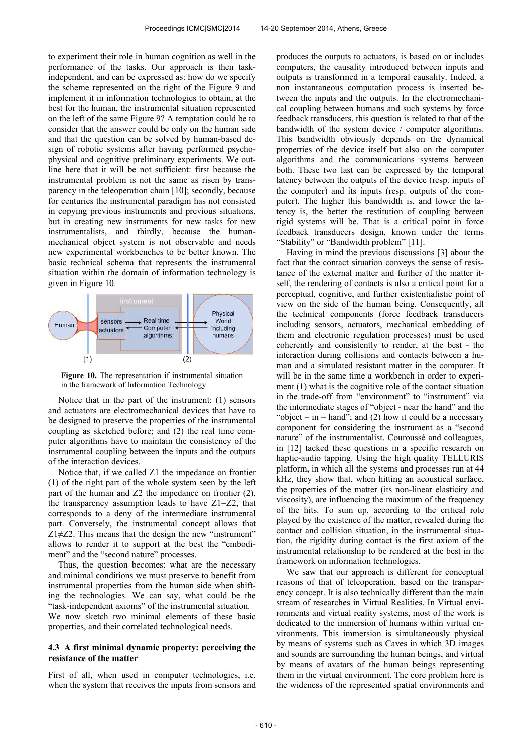to experiment their role in human cognition as well in the performance of the tasks. Our approach is then task-independent, and can be expressed as: how do we specify the scheme represented on the right of the Figure 9 and implement it in information technologies to obtain, at the best for the human, the instrumental situation represented on the left of the same Figure 9? A temptation could be to consider that the answer could be only on the human side and that the question can be solved by human-based design of robotic systems after having performed psycho-physical and cognitive preliminary experiments. We outline here that it will be not sufficient: first because the instrumental problem is not the same as risen by transparency in the teleoperation chain [10]; secondly, because for centuries the instrumental paradigm has not consisted in copying previous instruments and previous situations, but in creating new instruments for new tasks for new instrumentalists, and thirdly, because the human-mechanical object system is not observable and needs new experimental workbenches to be better known. The basic technical schema that represents the instrumental situation within the domain of information technology is given in Figure 10.

**Figure 10.** The representation if instrumental situation in the framework of Information Technology

Notice that in the part of the instrument: (1) sensors and actuators are electromechanical devices that have to be designed to preserve the properties of the instrumental coupling as sketched before; and (2) the real time computer algorithms have to maintain the consistency of the instrumental coupling between the inputs and the outputs of the interaction devices.

Notice that, if we called Z1 the impedance on frontier (1) of the right part of the whole system seen by the left part of the human and Z2 the impedance on frontier (2), the transparency assumption leads to have Z1=Z2, that corresponds to a deny of the intermediate instrumental part. Conversely, the instrumental concept allows that Z1≠Z2. This means that the design the new "instrument" allows to render it to support at the best the "embodiment" and the "second nature" processes.

Thus, the question becomes: what are the necessary and minimal conditions we must preserve to benefit from instrumental properties from the human side when shifting the technologies. We can say, what could be the "task-independent axioms" of the instrumental situation. We now sketch two minimal elements of these basic properties, and their correlated technological needs.

### 4.3 A first minimal dynamic property: perceiving the resistance of the matter

First of all, when used in computer technologies, i.e. when the system that receives the inputs from sensors and produces the outputs to actuators, is based on or includes computers, the causality introduced between inputs and outputs is transformed in a temporal causality. Indeed, a non instantaneous computation process is inserted between the inputs and the outputs. In the electromechanical coupling between humans and such systems by force feedback transducers, this question is related to that of the bandwidth of the system device / computer algorithms. This bandwidth obviously depends on the dynamical properties of the device itself but also on the computer algorithms and the communications systems between both. These two last can be expressed by the temporal latency between the outputs of the device (resp. inputs of the computer) and its inputs (resp. outputs of the computer). The higher this bandwidth is, and lower the latency is, the better the restitution of coupling between rigid systems will be. That is a critical point in force feedback transducers design, known under the terms "Stability" or "Bandwidth problem" [11].

Having in mind the previous discussions [3] about the fact that the contact situation conveys the sense of resistance of the external matter and further of the matter itself, the rendering of contacts is also a critical point for a perceptual, cognitive, and further existentialistic point of view on the side of the human being. Consequently, all the technical components (force feedback transducers including sensors, actuators, mechanical embedding of them and electronic regulation processes) must be used coherently and consistently to render, at the best - the interaction during collisions and contacts between a human and a simulated resistant matter in the computer. It will be in the same time a workbench in order to experiment (1) what is the cognitive role of the contact situation in the trade-off from "environment" to "instrument" via the intermediate stages of "object - near the hand" and the "object – in – hand"; and (2) how it could be a necessary component for considering the instrument as a "second nature" of the instrumentalist. Couroussé and colleagues, in [12] tacked these questions in a specific research on haptic-audio tapping. Using the high quality TELLURIS platform, in which all the systems and processes run at 44 kHz, they show that, when hitting an acoustical surface, the properties of the matter (its non-linear elasticity and viscosity), are influencing the maximum of the frequency of the hits. To sum up, according to the critical role played by the existence of the matter, revealed during the contact and collision situation, in the instrumental situation, the rigidity during contact is the first axiom of the instrumental relationship to be rendered at the best in the framework on information technologies.

We saw that our approach is different for conceptual reasons of that of teleoperation, based on the transparency concept. It is also technically different than the main stream of researches in Virtual Realities. In Virtual environments and virtual reality systems, most of the work is dedicated to the immersion of humans within virtual environments. This immersion is simultaneously physical by means of systems such as Caves in which 3D images and sounds are surrounding the human beings, and virtual by means of avatars of the human beings representing them in the virtual environment. The core problem here is the wideness of the represented spatial environments and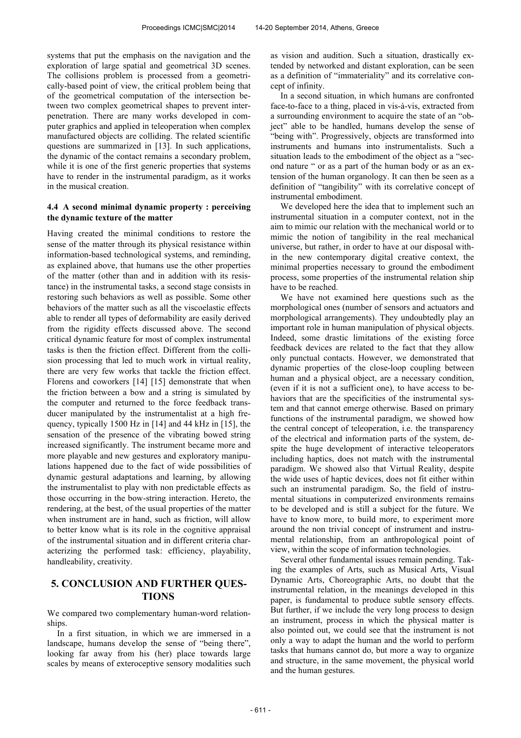systems that put the emphasis on the navigation and the exploration of large spatial and geometrical 3D scenes. The collisions problem is processed from a geometrically-based point of view, the critical problem being that of the geometrical computation of the intersection between two complex geometrical shapes to prevent interpenetration. There are many works developed in computer graphics and applied in teleoperation when complex manufactured objects are colliding. The related scientific questions are summarized in [13]. In such applications, the dynamic of the contact remains a secondary problem, while it is one of the first generic properties that systems have to render in the instrumental paradigm, as it works in the musical creation.

### 4.4 A second minimal dynamic property : perceiving the dynamic texture of the matter

Having created the minimal conditions to restore the sense of the matter through its physical resistance within information-based technological systems, and reminding, as explained above, that humans use the other properties of the matter (other than and in addition with its resistance) in the instrumental tasks, a second stage consists in restoring such behaviors as well as possible. Some other behaviors of the matter such as all the viscoelastic effects able to render all types of deformability are easily derived from the rigidity effects discussed above. The second critical dynamic feature for most of complex instrumental tasks is then the friction effect. Different from the collision processing that led to much work in virtual reality, there are very few works that tackle the friction effect. Florens and coworkers [14] [15] demonstrate that when the friction between a bow and a string is simulated by the computer and returned to the force feedback transducer manipulated by the instrumentalist at a high frequency, typically 1500 Hz in [14] and 44 kHz in [15], the sensation of the presence of the vibrating bowed string increased significantly. The instrument became more and more playable and new gestures and exploratory manipulations happened due to the fact of wide possibilities of dynamic gestural adaptations and learning, by allowing the instrumentalist to play with non predictable effects as those occurring in the bow-string interaction. Hereto, the rendering, at the best, of the usual properties of the matter when instrument are in hand, such as friction, will allow to better know what is its role in the cognitive appraisal of the instrumental situation and in different criteria characterizing the performed task: efficiency, playability, handleability, creativity.

## 5. CONCLUSION AND FURTHER QUESTIONS

We compared two complementary human-word relationships.

In a first situation, in which we are immersed in a landscape, humans develop the sense of "being there", looking far away from his (her) place towards large scales by means of exteroceptive sensory modalities such as vision and audition. Such a situation, drastically extended by networked and distant exploration, can be seen as a definition of "immateriality" and its correlative concept of infinity.

In a second situation, in which humans are confronted face-to-face to a thing, placed in vis-à-vis, extracted from a surrounding environment to acquire the state of an "object" able to be handled, humans develop the sense of "being with". Progressively, objects are transformed into instruments and humans into instrumentalists. Such a situation leads to the embodiment of the object as a "second nature " or as a part of the human body or as an extension of the human organology. It can then be seen as a definition of "tangibility" with its correlative concept of instrumental embodiment.

We developed here the idea that to implement such an instrumental situation in a computer context, not in the aim to mimic our relation with the mechanical world or to mimic the notion of tangibility in the real mechanical universe, but rather, in order to have at our disposal within the new contemporary digital creative context, the minimal properties necessary to ground the embodiment process, some properties of the instrumental relation ship have to be reached.

We have not examined here questions such as the morphological ones (number of sensors and actuators and morphological arrangements). They undoubtedly play an important role in human manipulation of physical objects. Indeed, some drastic limitations of the existing force feedback devices are related to the fact that they allow only punctual contacts. However, we demonstrated that dynamic properties of the close-loop coupling between human and a physical object, are a necessary condition, (even if it is not a sufficient one), to have access to behaviors that are the specificities of the instrumental system and that cannot emerge otherwise. Based on primary functions of the instrumental paradigm, we showed how the central concept of teleoperation, i.e. the transparency of the electrical and information parts of the system, despite the huge development of interactive teleoperators including haptics, does not match with the instrumental paradigm. We showed also that Virtual Reality, despite the wide uses of haptic devices, does not fit either within such an instrumental paradigm. So, the field of instrumental situations in computerized environments remains to be developed and is still a subject for the future. We have to know more, to build more, to experiment more around the non trivial concept of instrument and instrumental relationship, from an anthropological point of view, within the scope of information technologies.

Several other fundamental issues remain pending. Taking the examples of Arts, such as Musical Arts, Visual Dynamic Arts, Choreographic Arts, no doubt that the instrumental relation, in the meanings developed in this paper, is fundamental to produce subtle sensory effects. But further, if we include the very long process to design an instrument, process in which the physical matter is also pointed out, we could see that the instrument is not only a way to adapt the human and the world to perform tasks that humans cannot do, but more a way to organize and structure, in the same movement, the physical world and the human gestures.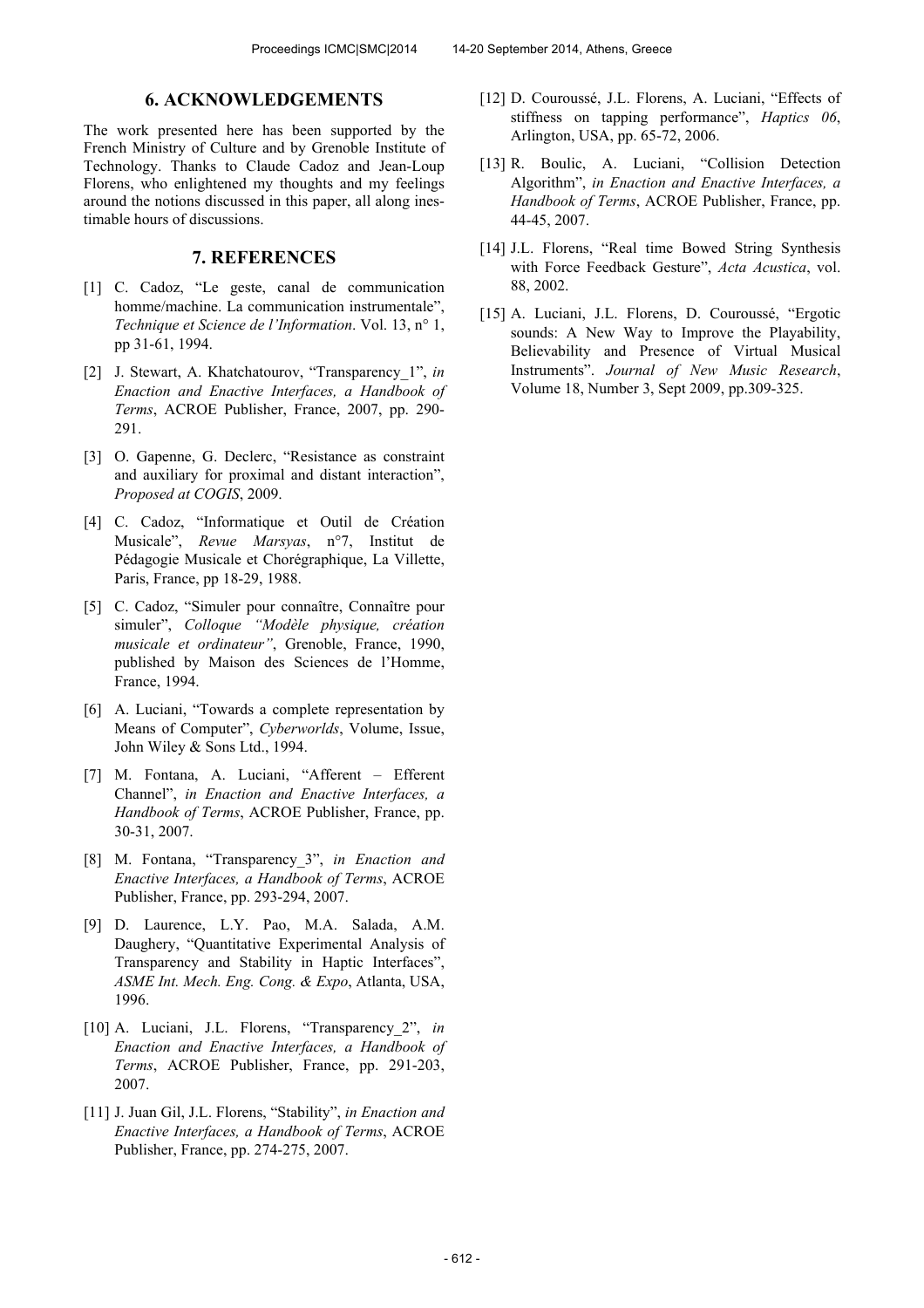## 6. ACKNOWLEDGEMENTS

The work presented here has been supported by the French Ministry of Culture and by Grenoble Institute of Technology. Thanks to Claude Cadoz and Jean-Loup Florens, who enlightened my thoughts and my feelings around the notions discussed in this paper, all along inestimable hours of discussions.

## 7. REFERENCES

[1] C. Cadoz, "Le geste, canal de communication homme/machine. La communication instrumentale", *Technique et Science de l'Information*. Vol. 13, n° 1, pp 31-61, 1994.

[2] J. Stewart, A. Khatchatourov, "Transparency_1", *in Enaction and Enactive Interfaces, a Handbook of Terms*, ACROE Publisher, France, 2007, pp. 290-291.

[3] O. Gapenne, G. Declerc, "Resistance as constraint and auxiliary for proximal and distant interaction", *Proposed at COGIS*, 2009.

[4] C. Cadoz, "Informatique et Outil de Création Musicale", *Revue Marsyas*, n°7, Institut de Pédagogie Musicale et Chorégraphique, La Villette, Paris, France, pp 18-29, 1988.

[5] C. Cadoz, "Simuler pour connaître, Connaître pour simuler", *Colloque "Modèle physique, création musicale et ordinateur"*, Grenoble, France, 1990, published by Maison des Sciences de l'Homme, France, 1994.

[6] A. Luciani, "Towards a complete representation by Means of Computer", *Cyberworlds*, Volume, Issue, John Wiley & Sons Ltd., 1994.

[7] M. Fontana, A. Luciani, "Afferent – Efferent Channel", *in Enaction and Enactive Interfaces, a Handbook of Terms*, ACROE Publisher, France, pp. 30-31, 2007.

[8] M. Fontana, "Transparency_3", *in Enaction and Enactive Interfaces, a Handbook of Terms*, ACROE Publisher, France, pp. 293-294, 2007.

[9] D. Laurence, L.Y. Pao, M.A. Salada, A.M. Daughery, "Quantitative Experimental Analysis of Transparency and Stability in Haptic Interfaces", *ASME Int. Mech. Eng. Cong. & Expo*, Atlanta, USA, 1996.

[10] A. Luciani, J.L. Florens, "Transparency_2", *in Enaction and Enactive Interfaces, a Handbook of Terms*, ACROE Publisher, France, pp. 291-203, 2007.

[11] J. Juan Gil, J.L. Florens, "Stability", *in Enaction and Enactive Interfaces, a Handbook of Terms*, ACROE Publisher, France, pp. 274-275, 2007.

[12] D. Couroussé, J.L. Florens, A. Luciani, "Effects of stiffness on tapping performance", *Haptics 06*, Arlington, USA, pp. 65-72, 2006.

[13] R. Boulic, A. Luciani, "Collision Detection Algorithm", *in Enaction and Enactive Interfaces, a Handbook of Terms*, ACROE Publisher, France, pp. 44-45, 2007.

[14] J.L. Florens, "Real time Bowed String Synthesis with Force Feedback Gesture", *Acta Acustica*, vol. 88, 2002.

[15] A. Luciani, J.L. Florens, D. Couroussé, "Ergotic sounds: A New Way to Improve the Playability, Believability and Presence of Virtual Musical Instruments". *Journal of New Music Research*, Volume 18, Number 3, Sept 2009, pp.309-325.